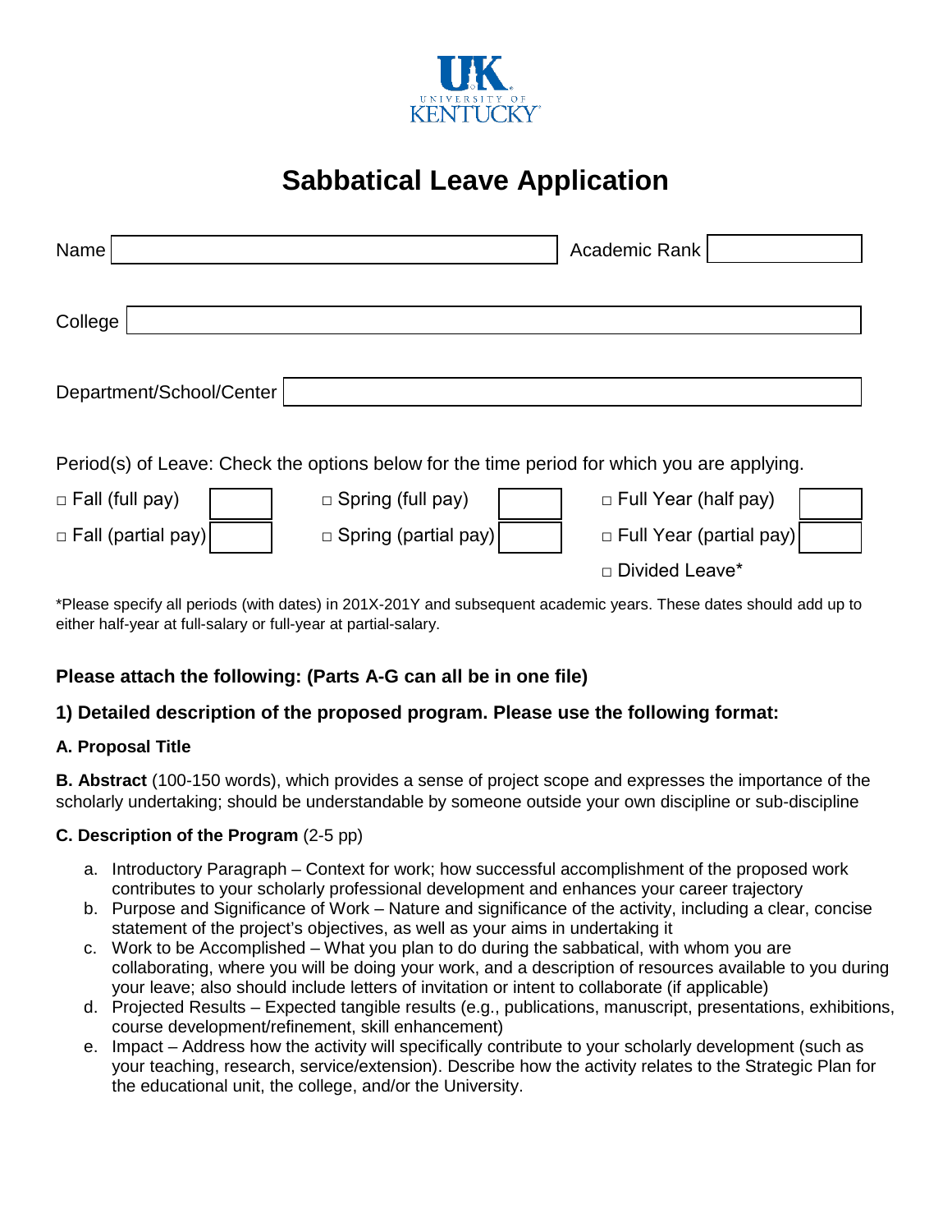# Sabbatical Leave Application

Name ______________________ Academic Rank ______________

College ______________________

Department/School/Center ______________________

Period(s) of Leave: Check the options below for the time period for which you are applying.

| | | |
|---|---|---|
| □ Fall (full pay) | □ Spring (full pay) | □ Full Year (half pay) |
| □ Fall (partial pay) | □ Spring (partial pay) | □ Full Year (partial pay) |
| | | □ Divided Leave* |

*Please specify all periods (with dates) in 201X-201Y and subsequent academic years. These dates should add up to either half-year at full-salary or full-year at partial-salary.

### Please attach the following: (Parts A-G can all be in one file)

### 1) Detailed description of the proposed program. Please use the following format:

**A. Proposal Title**

**B. Abstract** (100-150 words), which provides a sense of project scope and expresses the importance of the scholarly undertaking; should be understandable by someone outside your own discipline or sub-discipline

**C. Description of the Program** (2-5 pp)

a. Introductory Paragraph – Context for work; how successful accomplishment of the proposed work contributes to your scholarly professional development and enhances your career trajectory
b. Purpose and Significance of Work – Nature and significance of the activity, including a clear, concise statement of the project's objectives, as well as your aims in undertaking it
c. Work to be Accomplished – What you plan to do during the sabbatical, with whom you are collaborating, where you will be doing your work, and a description of resources available to you during your leave; also should include letters of invitation or intent to collaborate (if applicable)
d. Projected Results – Expected tangible results (e.g., publications, manuscript, presentations, exhibitions, course development/refinement, skill enhancement)
e. Impact – Address how the activity will specifically contribute to your scholarly development (such as your teaching, research, service/extension). Describe how the activity relates to the Strategic Plan for the educational unit, the college, and/or the University.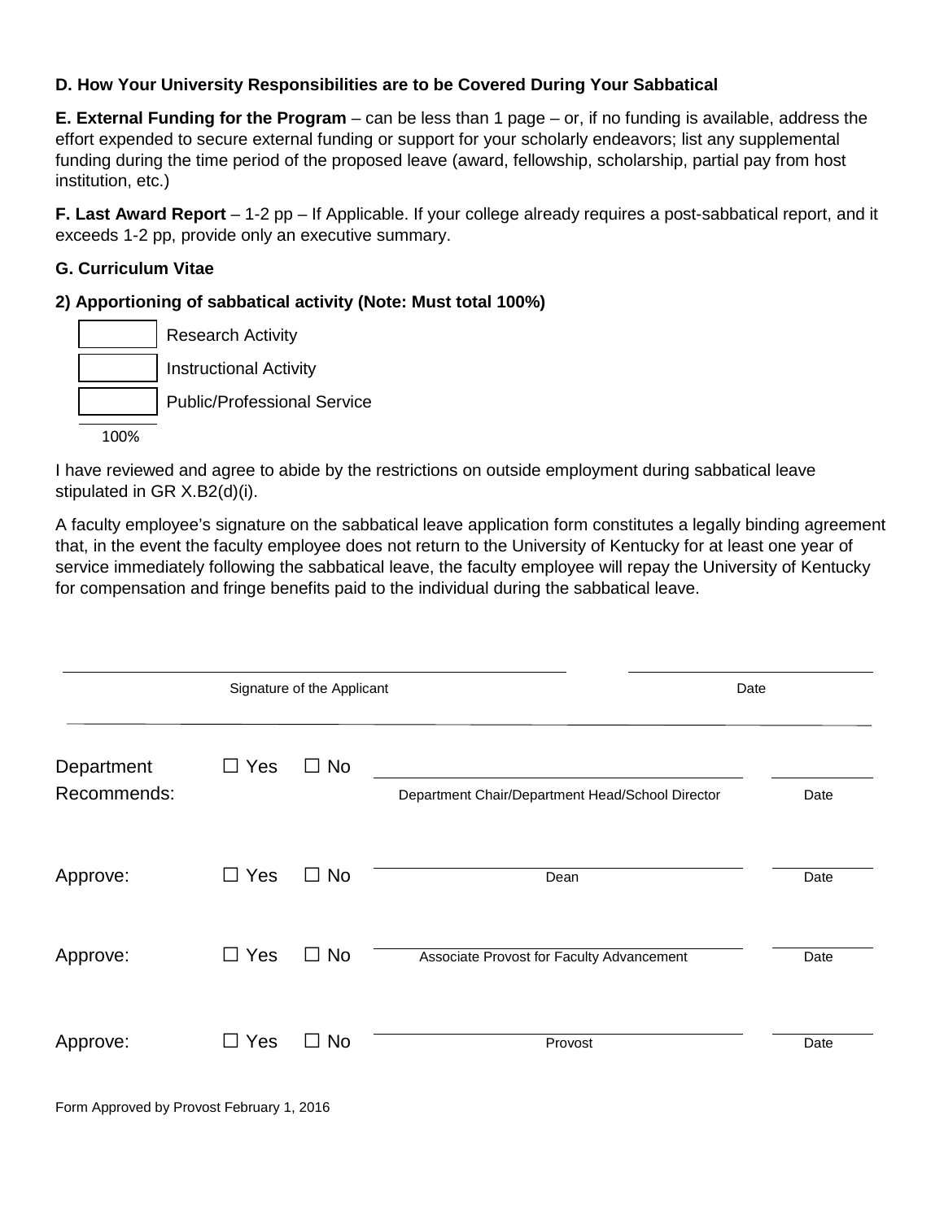**D. How Your University Responsibilities are to be Covered During Your Sabbatical**

**E. External Funding for the Program** – can be less than 1 page – or, if no funding is available, address the effort expended to secure external funding or support for your scholarly endeavors; list any supplemental funding during the time period of the proposed leave (award, fellowship, scholarship, partial pay from host institution, etc.)

**F. Last Award Report** – 1-2 pp – If Applicable. If your college already requires a post-sabbatical report, and it exceeds 1-2 pp, provide only an executive summary.

**G. Curriculum Vitae**

**2) Apportioning of sabbatical activity (Note: Must total 100%)**

| | |
|---|---|
| ____ | Research Activity |
| ____ | Instructional Activity |
| ____ | Public/Professional Service |
| 100% | |

I have reviewed and agree to abide by the restrictions on outside employment during sabbatical leave stipulated in GR X.B2(d)(i).

A faculty employee's signature on the sabbatical leave application form constitutes a legally binding agreement that, in the event the faculty employee does not return to the University of Kentucky for at least one year of service immediately following the sabbatical leave, the faculty employee will repay the University of Kentucky for compensation and fringe benefits paid to the individual during the sabbatical leave.

\_\_\_\_\_\_\_\_\_\_\_\_\_\_\_\_\_\_\_\_\_\_\_\_\_\_\_\_\_\_\_\_ \_\_\_\_\_\_\_\_\_\_\_\_\_\_\_\_

Signature of the Applicant Date

| | | | | |
|---|---|---|---|---|
| Department Recommends: | ☐ Yes | ☐ No | Department Chair/Department Head/School Director | Date |
| Approve: | ☐ Yes | ☐ No | Dean | Date |
| Approve: | ☐ Yes | ☐ No | Associate Provost for Faculty Advancement | Date |
| Approve: | ☐ Yes | ☐ No | Provost | Date |

Form Approved by Provost February 1, 2016